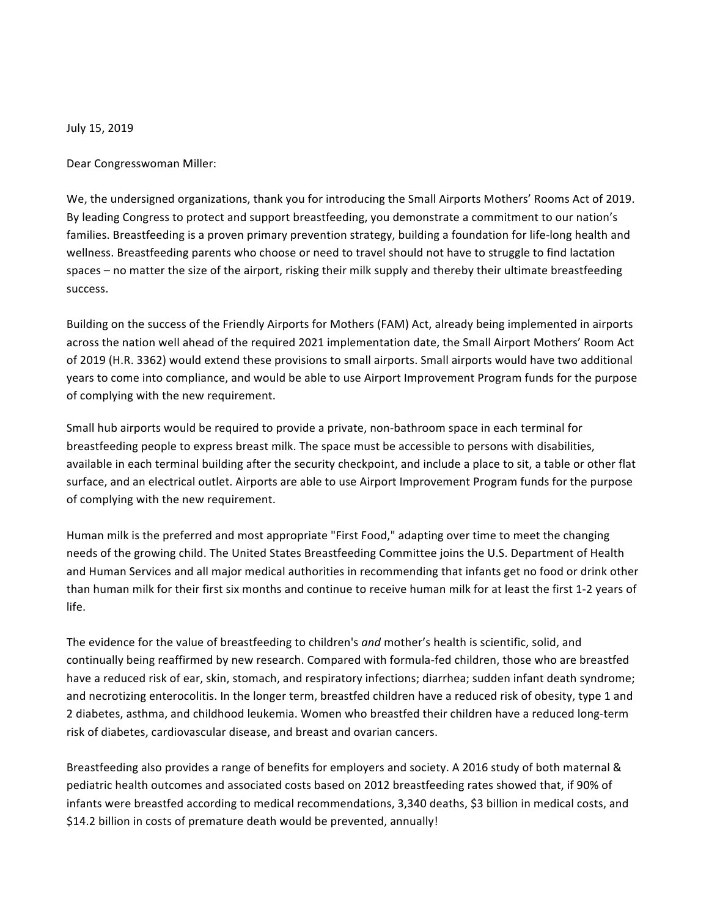July 15, 2019

Dear Congresswoman Miller:

We, the undersigned organizations, thank you for introducing the Small Airports Mothers' Rooms Act of 2019. By leading Congress to protect and support breastfeeding, you demonstrate a commitment to our nation's families. Breastfeeding is a proven primary prevention strategy, building a foundation for life-long health and wellness. Breastfeeding parents who choose or need to travel should not have to struggle to find lactation spaces – no matter the size of the airport, risking their milk supply and thereby their ultimate breastfeeding success.

Building on the success of the Friendly Airports for Mothers (FAM) Act, already being implemented in airports across the nation well ahead of the required 2021 implementation date, the Small Airport Mothers' Room Act of 2019 (H.R. 3362) would extend these provisions to small airports. Small airports would have two additional years to come into compliance, and would be able to use Airport Improvement Program funds for the purpose of complying with the new requirement.

Small hub airports would be required to provide a private, non-bathroom space in each terminal for breastfeeding people to express breast milk. The space must be accessible to persons with disabilities, available in each terminal building after the security checkpoint, and include a place to sit, a table or other flat surface, and an electrical outlet. Airports are able to use Airport Improvement Program funds for the purpose of complying with the new requirement.

Human milk is the preferred and most appropriate "First Food," adapting over time to meet the changing needs of the growing child. The United States Breastfeeding Committee joins the U.S. Department of Health and Human Services and all major medical authorities in recommending that infants get no food or drink other than human milk for their first six months and continue to receive human milk for at least the first 1-2 years of life.

The evidence for the value of breastfeeding to children's *and* mother's health is scientific, solid, and continually being reaffirmed by new research. Compared with formula-fed children, those who are breastfed have a reduced risk of ear, skin, stomach, and respiratory infections; diarrhea; sudden infant death syndrome; and necrotizing enterocolitis. In the longer term, breastfed children have a reduced risk of obesity, type 1 and 2 diabetes, asthma, and childhood leukemia. Women who breastfed their children have a reduced long-term risk of diabetes, cardiovascular disease, and breast and ovarian cancers.

Breastfeeding also provides a range of benefits for employers and society. A 2016 study of both maternal & pediatric health outcomes and associated costs based on 2012 breastfeeding rates showed that, if 90% of infants were breastfed according to medical recommendations, 3,340 deaths, $3 billion in medical costs, and $14.2 billion in costs of premature death would be prevented, annually!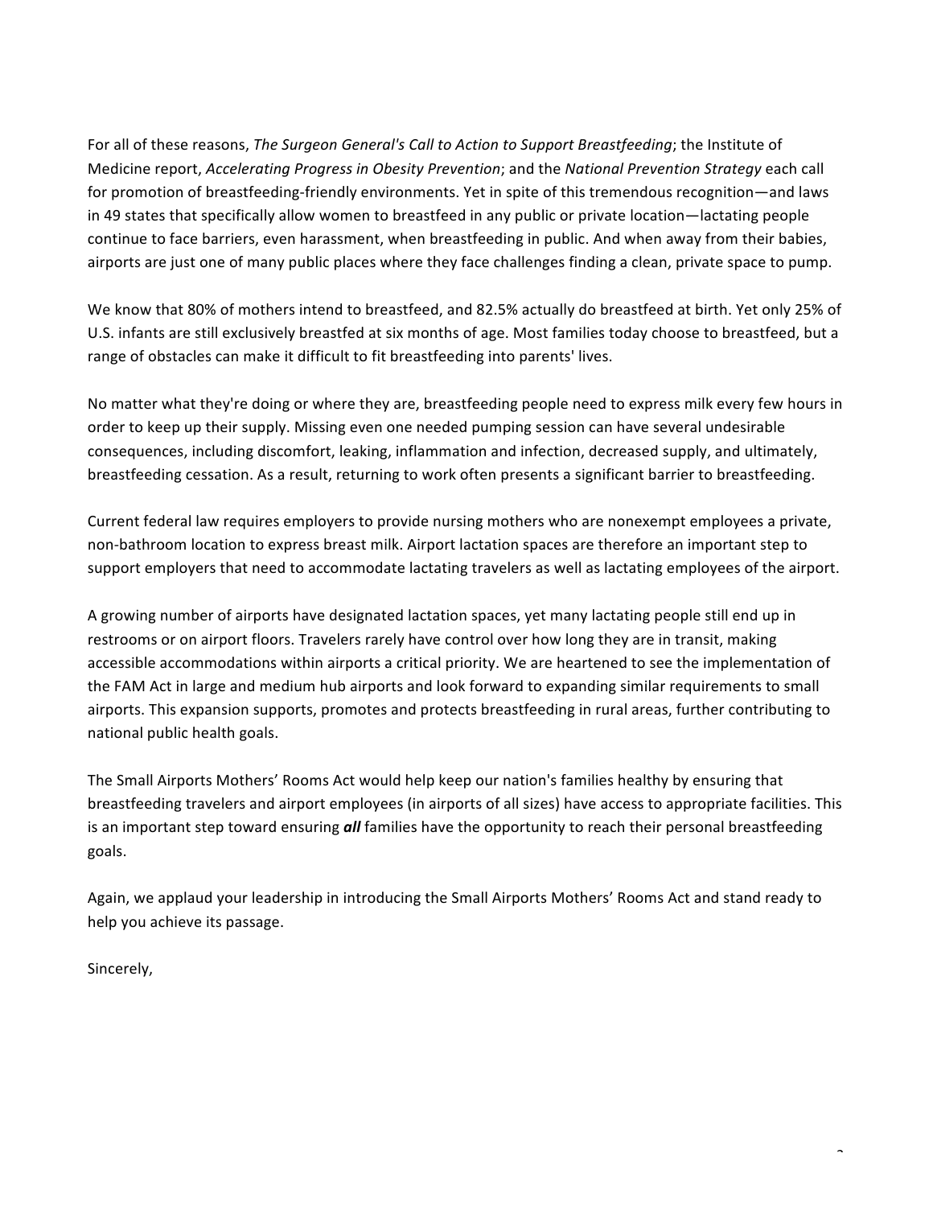For all of these reasons, *The Surgeon General's Call to Action to Support Breastfeeding*; the Institute of Medicine report, *Accelerating Progress in Obesity Prevention*; and the *National Prevention Strategy* each call for promotion of breastfeeding-friendly environments. Yet in spite of this tremendous recognition—and laws in 49 states that specifically allow women to breastfeed in any public or private location—lactating people continue to face barriers, even harassment, when breastfeeding in public. And when away from their babies, airports are just one of many public places where they face challenges finding a clean, private space to pump.

We know that 80% of mothers intend to breastfeed, and 82.5% actually do breastfeed at birth. Yet only 25% of U.S. infants are still exclusively breastfed at six months of age. Most families today choose to breastfeed, but a range of obstacles can make it difficult to fit breastfeeding into parents' lives.

No matter what they're doing or where they are, breastfeeding people need to express milk every few hours in order to keep up their supply. Missing even one needed pumping session can have several undesirable consequences, including discomfort, leaking, inflammation and infection, decreased supply, and ultimately, breastfeeding cessation. As a result, returning to work often presents a significant barrier to breastfeeding.

Current federal law requires employers to provide nursing mothers who are nonexempt employees a private, non-bathroom location to express breast milk. Airport lactation spaces are therefore an important step to support employers that need to accommodate lactating travelers as well as lactating employees of the airport.

A growing number of airports have designated lactation spaces, yet many lactating people still end up in restrooms or on airport floors. Travelers rarely have control over how long they are in transit, making accessible accommodations within airports a critical priority. We are heartened to see the implementation of the FAM Act in large and medium hub airports and look forward to expanding similar requirements to small airports. This expansion supports, promotes and protects breastfeeding in rural areas, further contributing to national public health goals.

The Small Airports Mothers' Rooms Act would help keep our nation's families healthy by ensuring that breastfeeding travelers and airport employees (in airports of all sizes) have access to appropriate facilities. This is an important step toward ensuring ***all*** families have the opportunity to reach their personal breastfeeding goals.

Again, we applaud your leadership in introducing the Small Airports Mothers' Rooms Act and stand ready to help you achieve its passage.

Sincerely,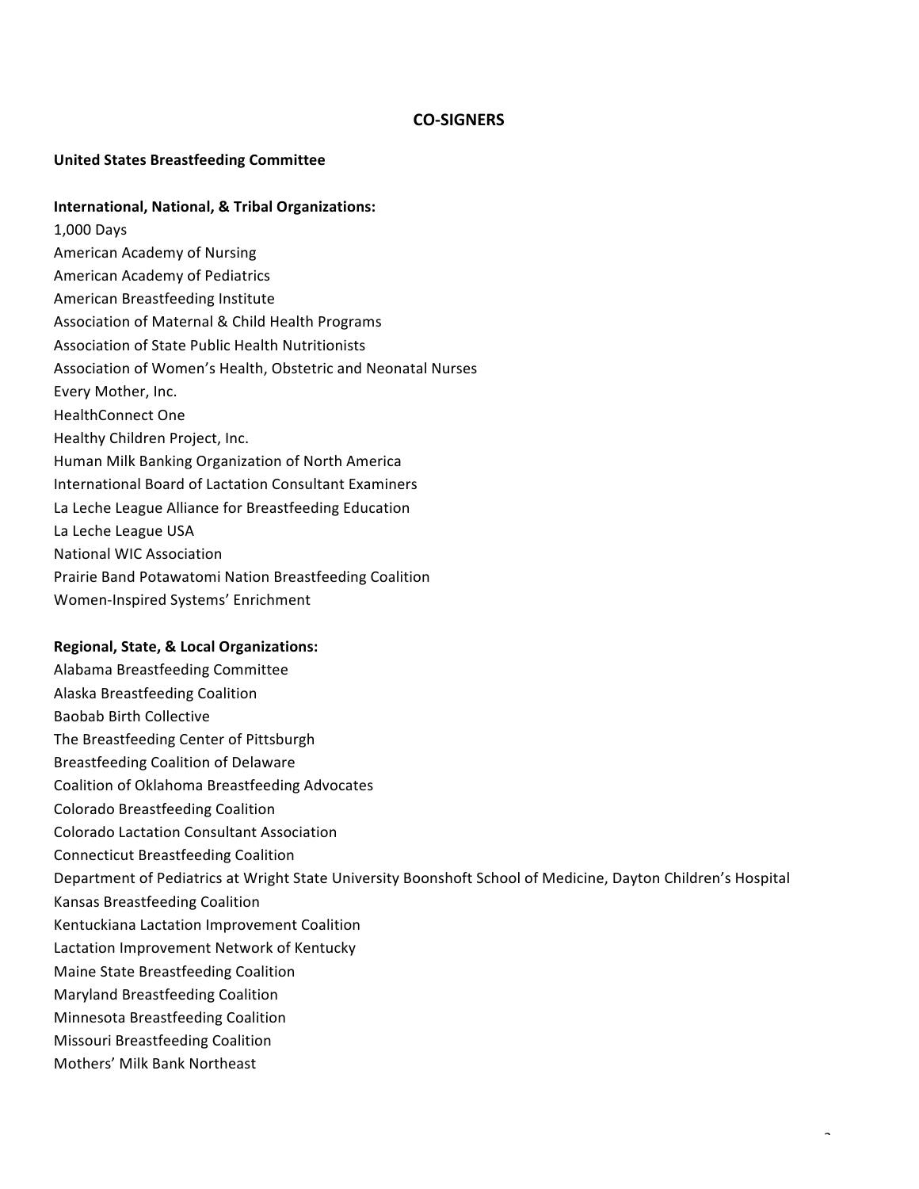## CO-SIGNERS

**United States Breastfeeding Committee**

**International, National, & Tribal Organizations:**

1,000 Days
American Academy of Nursing
American Academy of Pediatrics
American Breastfeeding Institute
Association of Maternal & Child Health Programs
Association of State Public Health Nutritionists
Association of Women's Health, Obstetric and Neonatal Nurses
Every Mother, Inc.
HealthConnect One
Healthy Children Project, Inc.
Human Milk Banking Organization of North America
International Board of Lactation Consultant Examiners
La Leche League Alliance for Breastfeeding Education
La Leche League USA
National WIC Association
Prairie Band Potawatomi Nation Breastfeeding Coalition
Women-Inspired Systems' Enrichment

**Regional, State, & Local Organizations:**

Alabama Breastfeeding Committee
Alaska Breastfeeding Coalition
Baobab Birth Collective
The Breastfeeding Center of Pittsburgh
Breastfeeding Coalition of Delaware
Coalition of Oklahoma Breastfeeding Advocates
Colorado Breastfeeding Coalition
Colorado Lactation Consultant Association
Connecticut Breastfeeding Coalition
Department of Pediatrics at Wright State University Boonshoft School of Medicine, Dayton Children's Hospital
Kansas Breastfeeding Coalition
Kentuckiana Lactation Improvement Coalition
Lactation Improvement Network of Kentucky
Maine State Breastfeeding Coalition
Maryland Breastfeeding Coalition
Minnesota Breastfeeding Coalition
Missouri Breastfeeding Coalition
Mothers' Milk Bank Northeast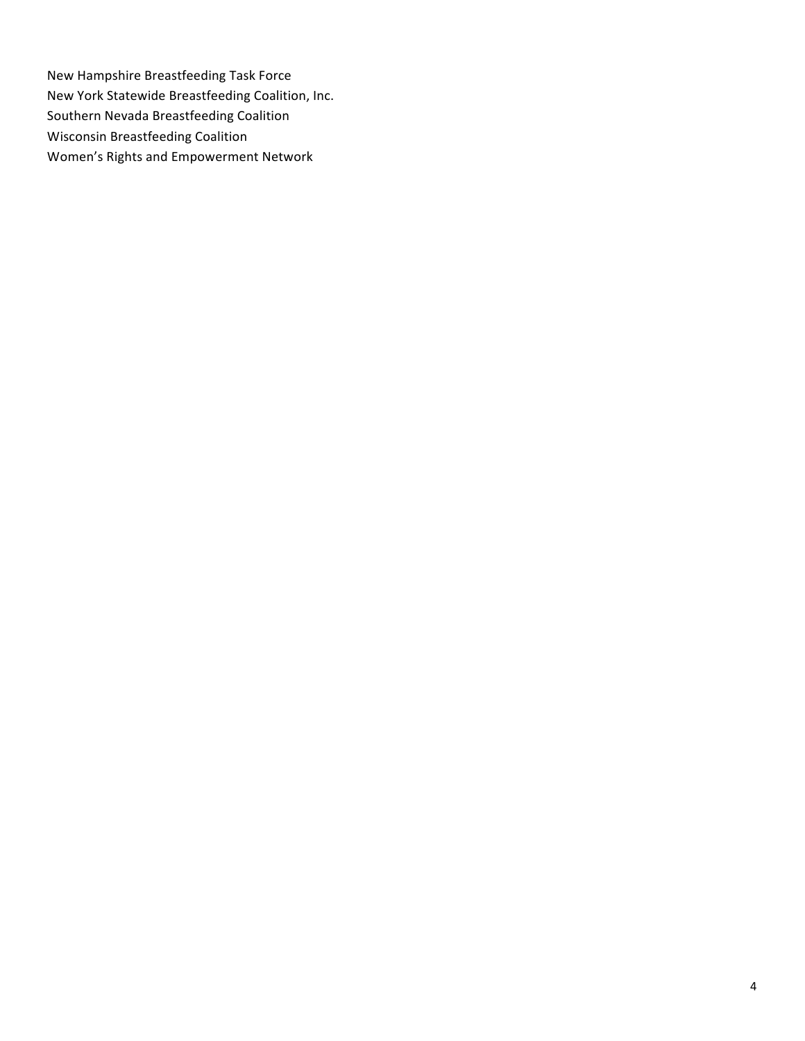New Hampshire Breastfeeding Task Force
New York Statewide Breastfeeding Coalition, Inc.
Southern Nevada Breastfeeding Coalition
Wisconsin Breastfeeding Coalition
Women's Rights and Empowerment Network